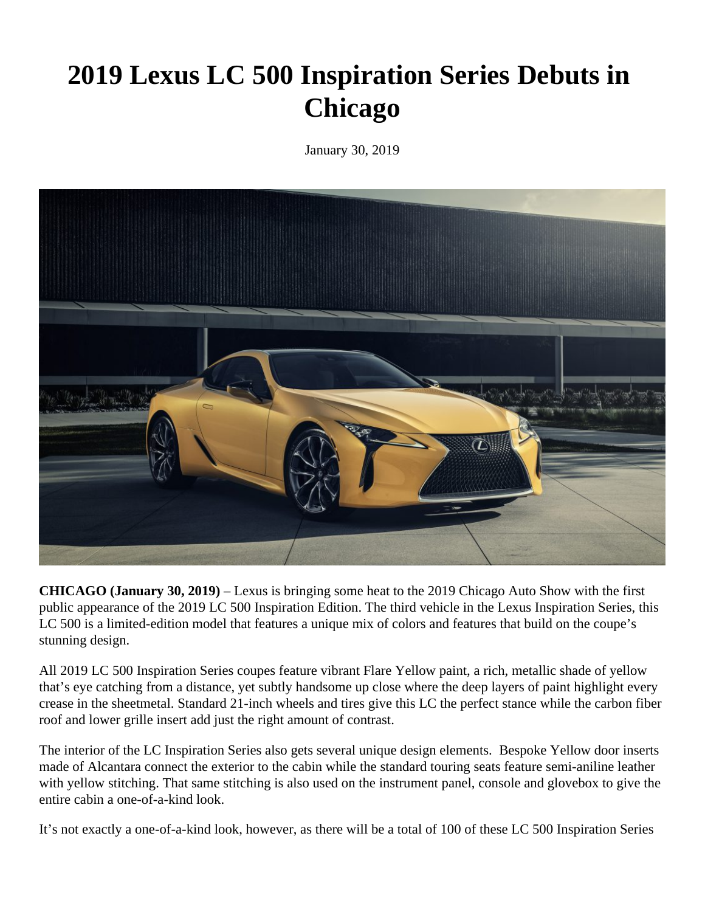# 2019 Lexus LC 500 Inspiration Series Debuts in Chicago

January 30, 2019

**CHICAGO (January 30, 2019)** – Lexus is bringing some heat to the 2019 Chicago Auto Show with the first public appearance of the 2019 LC 500 Inspiration Edition. The third vehicle in the Lexus Inspiration Series, this LC 500 is a limited-edition model that features a unique mix of colors and features that build on the coupe's stunning design.

All 2019 LC 500 Inspiration Series coupes feature vibrant Flare Yellow paint, a rich, metallic shade of yellow that's eye catching from a distance, yet subtly handsome up close where the deep layers of paint highlight every crease in the sheetmetal. Standard 21-inch wheels and tires give this LC the perfect stance while the carbon fiber roof and lower grille insert add just the right amount of contrast.

The interior of the LC Inspiration Series also gets several unique design elements. Bespoke Yellow door inserts made of Alcantara connect the exterior to the cabin while the standard touring seats feature semi-aniline leather with yellow stitching. That same stitching is also used on the instrument panel, console and glovebox to give the entire cabin a one-of-a-kind look.

It's not exactly a one-of-a-kind look, however, as there will be a total of 100 of these LC 500 Inspiration Series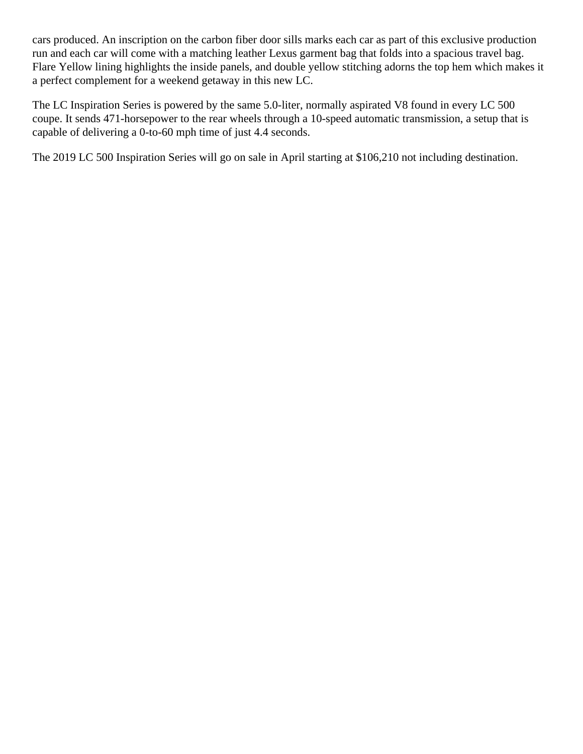cars produced. An inscription on the carbon fiber door sills marks each car as part of this exclusive production run and each car will come with a matching leather Lexus garment bag that folds into a spacious travel bag. Flare Yellow lining highlights the inside panels, and double yellow stitching adorns the top hem which makes it a perfect complement for a weekend getaway in this new LC.

The LC Inspiration Series is powered by the same 5.0-liter, normally aspirated V8 found in every LC 500 coupe. It sends 471-horsepower to the rear wheels through a 10-speed automatic transmission, a setup that is capable of delivering a 0-to-60 mph time of just 4.4 seconds.

The 2019 LC 500 Inspiration Series will go on sale in April starting at $106,210 not including destination.